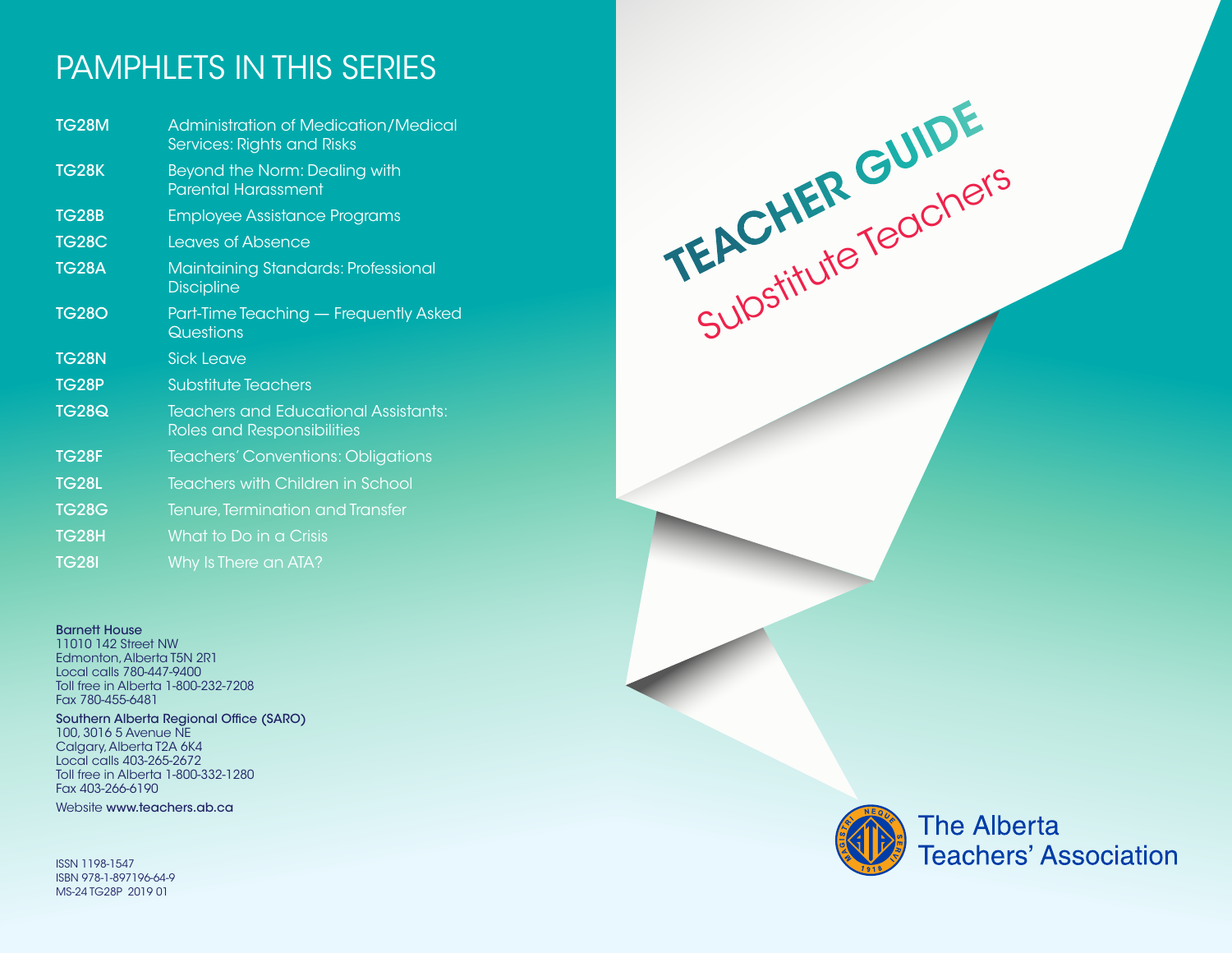# PAMPHLETS IN THIS SERIES

| | |
|---|---|
| TG28M | Administration of Medication/Medical Services: Rights and Risks |
| TG28K | Beyond the Norm: Dealing with Parental Harassment |
| TG28B | Employee Assistance Programs |
| TG28C | Leaves of Absence |
| TG28A | Maintaining Standards: Professional Discipline |
| TG28O | Part-Time Teaching — Frequently Asked Questions |
| TG28N | Sick Leave |
| TG28P | Substitute Teachers |
| TG28Q | Teachers and Educational Assistants: Roles and Responsibilities |
| TG28F | Teachers' Conventions: Obligations |
| TG28L | Teachers with Children in School |
| TG28G | Tenure, Termination and Transfer |
| TG28H | What to Do in a Crisis |
| TG28I | Why Is There an ATA? |

**Barnett House**
11010 142 Street NW
Edmonton, Alberta T5N 2R1
Local calls 780-447-9400
Toll free in Alberta 1-800-232-7208
Fax 780-455-6481

**Southern Alberta Regional Office (SARO)**
100, 3016 5 Avenue NE
Calgary, Alberta T2A 6K4
Local calls 403-265-2672
Toll free in Alberta 1-800-332-1280
Fax 403-266-6190

Website **www.teachers.ab.ca**

ISSN 1198-1547
ISBN 978-1-897196-64-9
MS-24 TG28P 2019 01

# TEACHER GUIDE

## Substitute Teachers

The Alberta Teachers' Association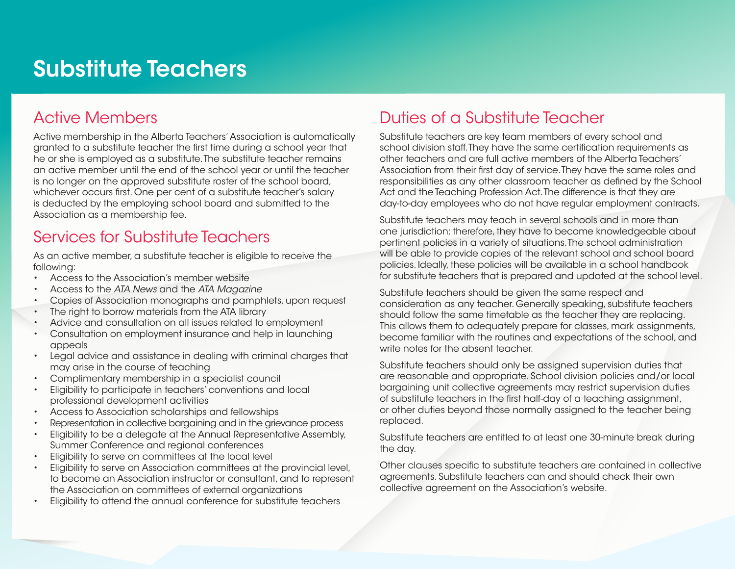# Substitute Teachers

## Active Members

Active membership in the Alberta Teachers' Association is automatically granted to a substitute teacher the first time during a school year that he or she is employed as a substitute. The substitute teacher remains an active member until the end of the school year or until the teacher is no longer on the approved substitute roster of the school board, whichever occurs first. One per cent of a substitute teacher's salary is deducted by the employing school board and submitted to the Association as a membership fee.

## Services for Substitute Teachers

As an active member, a substitute teacher is eligible to receive the following:

- Access to the Association's member website
- Access to the *ATA News* and the *ATA Magazine*
- Copies of Association monographs and pamphlets, upon request
- The right to borrow materials from the ATA library
- Advice and consultation on all issues related to employment
- Consultation on employment insurance and help in launching appeals
- Legal advice and assistance in dealing with criminal charges that may arise in the course of teaching
- Complimentary membership in a specialist council
- Eligibility to participate in teachers' conventions and local professional development activities
- Access to Association scholarships and fellowships
- Representation in collective bargaining and in the grievance process
- Eligibility to be a delegate at the Annual Representative Assembly, Summer Conference and regional conferences
- Eligibility to serve on committees at the local level
- Eligibility to serve on Association committees at the provincial level, to become an Association instructor or consultant, and to represent the Association on committees of external organizations
- Eligibility to attend the annual conference for substitute teachers

## Duties of a Substitute Teacher

Substitute teachers are key team members of every school and school division staff. They have the same certification requirements as other teachers and are full active members of the Alberta Teachers' Association from their first day of service. They have the same roles and responsibilities as any other classroom teacher as defined by the School Act and the Teaching Profession Act. The difference is that they are day-to-day employees who do not have regular employment contracts.

Substitute teachers may teach in several schools and in more than one jurisdiction; therefore, they have to become knowledgeable about pertinent policies in a variety of situations. The school administration will be able to provide copies of the relevant school and school board policies. Ideally, these policies will be available in a school handbook for substitute teachers that is prepared and updated at the school level.

Substitute teachers should be given the same respect and consideration as any teacher. Generally speaking, substitute teachers should follow the same timetable as the teacher they are replacing. This allows them to adequately prepare for classes, mark assignments, become familiar with the routines and expectations of the school, and write notes for the absent teacher.

Substitute teachers should only be assigned supervision duties that are reasonable and appropriate. School division policies and/or local bargaining unit collective agreements may restrict supervision duties of substitute teachers in the first half-day of a teaching assignment, or other duties beyond those normally assigned to the teacher being replaced.

Substitute teachers are entitled to at least one 30-minute break during the day.

Other clauses specific to substitute teachers are contained in collective agreements. Substitute teachers can and should check their own collective agreement on the Association's website.